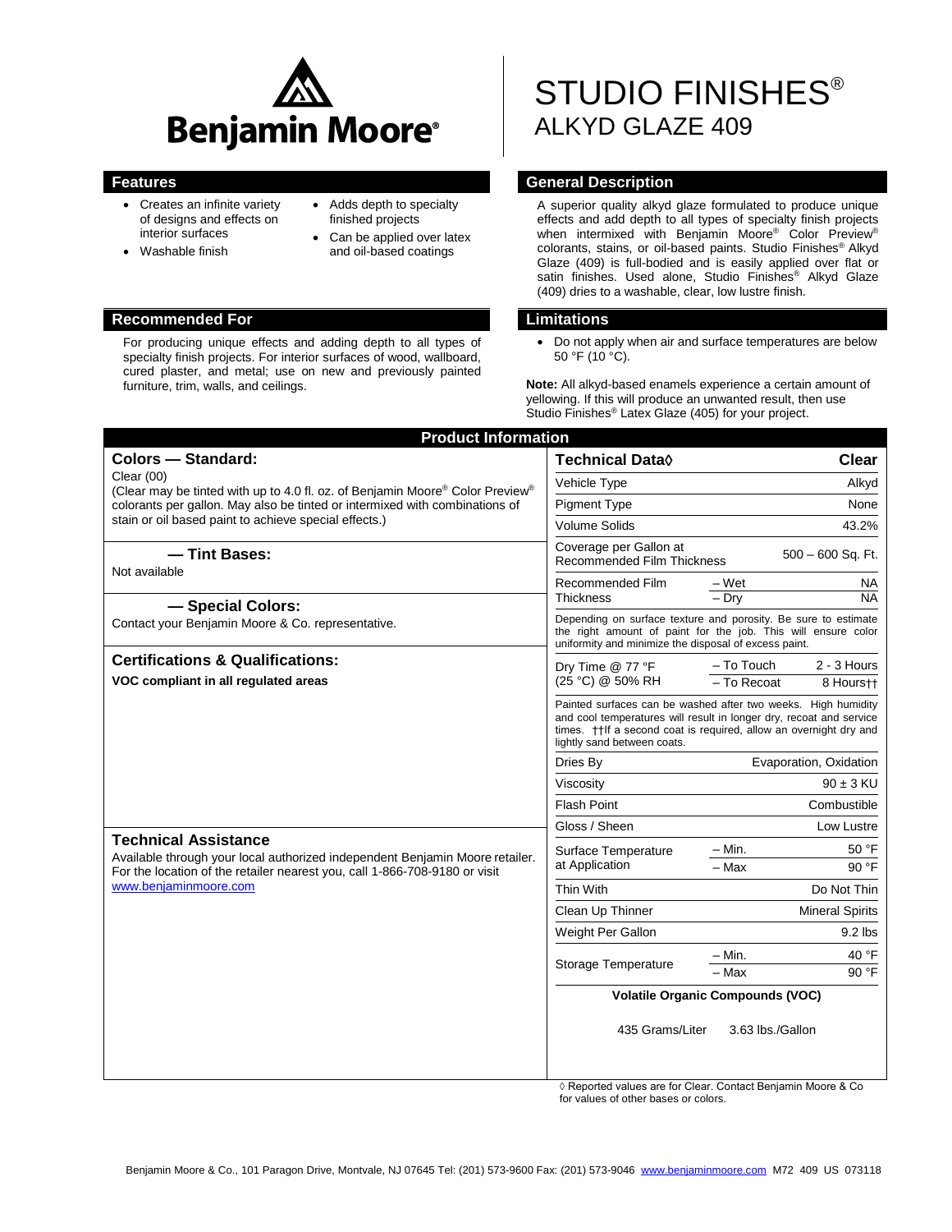# Benjamin Moore®

# STUDIO FINISHES®
## ALKYD GLAZE 409

## Features

- Creates an infinite variety of designs and effects on interior surfaces
- Washable finish
- Adds depth to specialty finished projects
- Can be applied over latex and oil-based coatings

## General Description

A superior quality alkyd glaze formulated to produce unique effects and add depth to all types of specialty finish projects when intermixed with Benjamin Moore® Color Preview® colorants, stains, or oil-based paints. Studio Finishes® Alkyd Glaze (409) is full-bodied and is easily applied over flat or satin finishes. Used alone, Studio Finishes® Alkyd Glaze (409) dries to a washable, clear, low lustre finish.

## Recommended For

For producing unique effects and adding depth to all types of specialty finish projects. For interior surfaces of wood, wallboard, cured plaster, and metal; use on new and previously painted furniture, trim, walls, and ceilings.

## Limitations

- Do not apply when air and surface temperatures are below 50 °F (10 °C).

**Note:** All alkyd-based enamels experience a certain amount of yellowing. If this will produce an unwanted result, then use Studio Finishes® Latex Glaze (405) for your project.

## Product Information

### Colors — Standard:

Clear (00)
(Clear may be tinted with up to 4.0 fl. oz. of Benjamin Moore® Color Preview® colorants per gallon. May also be tinted or intermixed with combinations of stain or oil based paint to achieve special effects.)

### — Tint Bases:

Not available

### — Special Colors:

Contact your Benjamin Moore & Co. representative.

### Certifications & Qualifications:

**VOC compliant in all regulated areas**

### Technical Assistance

Available through your local authorized independent Benjamin Moore retailer. For the location of the retailer nearest you, call 1-866-708-9180 or visit www.benjaminmoore.com

| Technical Data◊ | | Clear |
|---|---|---|
| Vehicle Type | | Alkyd |
| Pigment Type | | None |
| Volume Solids | | 43.2% |
| Coverage per Gallon at Recommended Film Thickness | | 500 – 600 Sq. Ft. |
| Recommended Film Thickness | – Wet | NA |
| | – Dry | NA |
| Depending on surface texture and porosity. Be sure to estimate the right amount of paint for the job. This will ensure color uniformity and minimize the disposal of excess paint. | | |
| Dry Time @ 77 °F (25 °C) @ 50% RH | – To Touch | 2 - 3 Hours |
| | – To Recoat | 8 Hours†† |
| Painted surfaces can be washed after two weeks. High humidity and cool temperatures will result in longer dry, recoat and service times. ††If a second coat is required, allow an overnight dry and lightly sand between coats. | | |
| Dries By | | Evaporation, Oxidation |
| Viscosity | | 90 ± 3 KU |
| Flash Point | | Combustible |
| Gloss / Sheen | | Low Lustre |
| Surface Temperature at Application | – Min. | 50 °F |
| | – Max | 90 °F |
| Thin With | | Do Not Thin |
| Clean Up Thinner | | Mineral Spirits |
| Weight Per Gallon | | 9.2 lbs |
| Storage Temperature | – Min. | 40 °F |
| | – Max | 90 °F |

**Volatile Organic Compounds (VOC)**

435 Grams/Liter 3.63 lbs./Gallon

◊ Reported values are for Clear. Contact Benjamin Moore & Co for values of other bases or colors.

Benjamin Moore & Co., 101 Paragon Drive, Montvale, NJ 07645 Tel: (201) 573-9600 Fax: (201) 573-9046 www.benjaminmoore.com M72 409 US 073118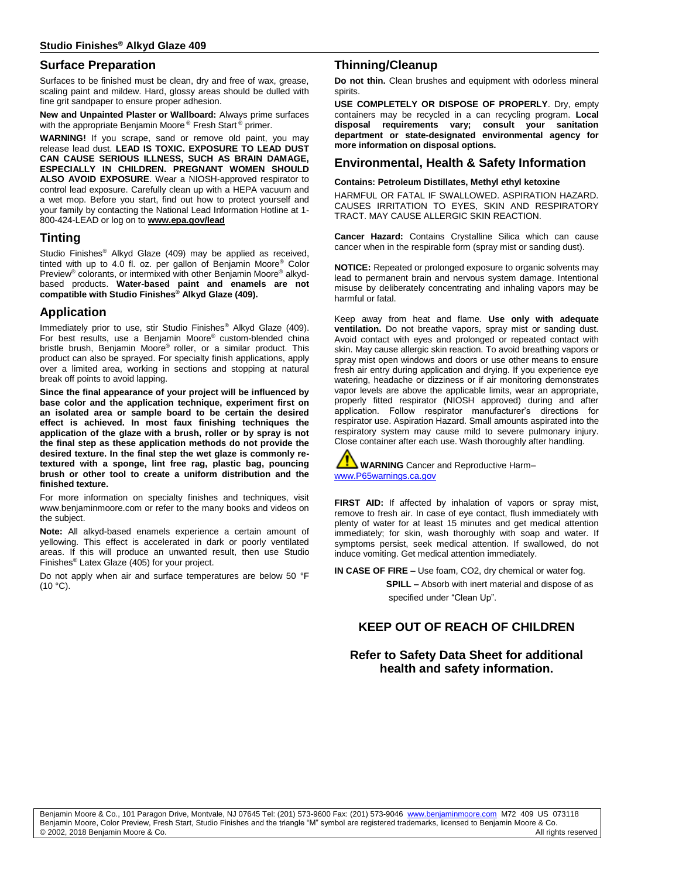## Surface Preparation

Surfaces to be finished must be clean, dry and free of wax, grease, scaling paint and mildew. Hard, glossy areas should be dulled with fine grit sandpaper to ensure proper adhesion.

**New and Unpainted Plaster or Wallboard:** Always prime surfaces with the appropriate Benjamin Moore® Fresh Start® primer.

**WARNING!** If you scrape, sand or remove old paint, you may release lead dust. **LEAD IS TOXIC. EXPOSURE TO LEAD DUST CAN CAUSE SERIOUS ILLNESS, SUCH AS BRAIN DAMAGE, ESPECIALLY IN CHILDREN. PREGNANT WOMEN SHOULD ALSO AVOID EXPOSURE**. Wear a NIOSH-approved respirator to control lead exposure. Carefully clean up with a HEPA vacuum and a wet mop. Before you start, find out how to protect yourself and your family by contacting the National Lead Information Hotline at 1-800-424-LEAD or log on to **www.epa.gov/lead**

## Tinting

Studio Finishes® Alkyd Glaze (409) may be applied as received, tinted with up to 4.0 fl. oz. per gallon of Benjamin Moore® Color Preview® colorants, or intermixed with other Benjamin Moore® alkyd-based products. **Water-based paint and enamels are not compatible with Studio Finishes® Alkyd Glaze (409).**

## Application

Immediately prior to use, stir Studio Finishes® Alkyd Glaze (409). For best results, use a Benjamin Moore® custom-blended china bristle brush, Benjamin Moore® roller, or a similar product. This product can also be sprayed. For specialty finish applications, apply over a limited area, working in sections and stopping at natural break off points to avoid lapping.

**Since the final appearance of your project will be influenced by base color and the application technique, experiment first on an isolated area or sample board to be certain the desired effect is achieved. In most faux finishing techniques the application of the glaze with a brush, roller or by spray is not the final step as these application methods do not provide the desired texture. In the final step the wet glaze is commonly re-textured with a sponge, lint free rag, plastic bag, pouncing brush or other tool to create a uniform distribution and the finished texture.**

For more information on specialty finishes and techniques, visit www.benjaminmoore.com or refer to the many books and videos on the subject.

**Note:** All alkyd-based enamels experience a certain amount of yellowing. This effect is accelerated in dark or poorly ventilated areas. If this will produce an unwanted result, then use Studio Finishes® Latex Glaze (405) for your project.

Do not apply when air and surface temperatures are below 50 °F (10 °C).

## Thinning/Cleanup

**Do not thin.** Clean brushes and equipment with odorless mineral spirits.

**USE COMPLETELY OR DISPOSE OF PROPERLY**. Dry, empty containers may be recycled in a can recycling program. **Local disposal requirements vary; consult your sanitation department or state-designated environmental agency for more information on disposal options.**

## Environmental, Health & Safety Information

**Contains: Petroleum Distillates, Methyl ethyl ketoxine**

HARMFUL OR FATAL IF SWALLOWED. ASPIRATION HAZARD. CAUSES IRRITATION TO EYES, SKIN AND RESPIRATORY TRACT. MAY CAUSE ALLERGIC SKIN REACTION.

**Cancer Hazard:** Contains Crystalline Silica which can cause cancer when in the respirable form (spray mist or sanding dust).

**NOTICE:** Repeated or prolonged exposure to organic solvents may lead to permanent brain and nervous system damage. Intentional misuse by deliberately concentrating and inhaling vapors may be harmful or fatal.

Keep away from heat and flame. **Use only with adequate ventilation.** Do not breathe vapors, spray mist or sanding dust. Avoid contact with eyes and prolonged or repeated contact with skin. May cause allergic skin reaction. To avoid breathing vapors or spray mist open windows and doors or use other means to ensure fresh air entry during application and drying. If you experience eye watering, headache or dizziness or if air monitoring demonstrates vapor levels are above the applicable limits, wear an appropriate, properly fitted respirator (NIOSH approved) during and after application. Follow respirator manufacturer's directions for respirator use. Aspiration Hazard. Small amounts aspirated into the respiratory system may cause mild to severe pulmonary injury. Close container after each use. Wash thoroughly after handling.

**WARNING** Cancer and Reproductive Harm– www.P65warnings.ca.gov

**FIRST AID:** If affected by inhalation of vapors or spray mist, remove to fresh air. In case of eye contact, flush immediately with plenty of water for at least 15 minutes and get medical attention immediately; for skin, wash thoroughly with soap and water. If symptoms persist, seek medical attention. If swallowed, do not induce vomiting. Get medical attention immediately.

**IN CASE OF FIRE –** Use foam, $CO_2$, dry chemical or water fog.

**SPILL –** Absorb with inert material and dispose of as specified under "Clean Up".

### KEEP OUT OF REACH OF CHILDREN

### Refer to Safety Data Sheet for additional health and safety information.

Benjamin Moore & Co., 101 Paragon Drive, Montvale, NJ 07645 Tel: (201) 573-9600 Fax: (201) 573-9046 www.benjaminmoore.com M72 409 US 073118
Benjamin Moore, Color Preview, Fresh Start, Studio Finishes and the triangle "M" symbol are registered trademarks, licensed to Benjamin Moore & Co.
© 2002, 2018 Benjamin Moore & Co. All rights reserved